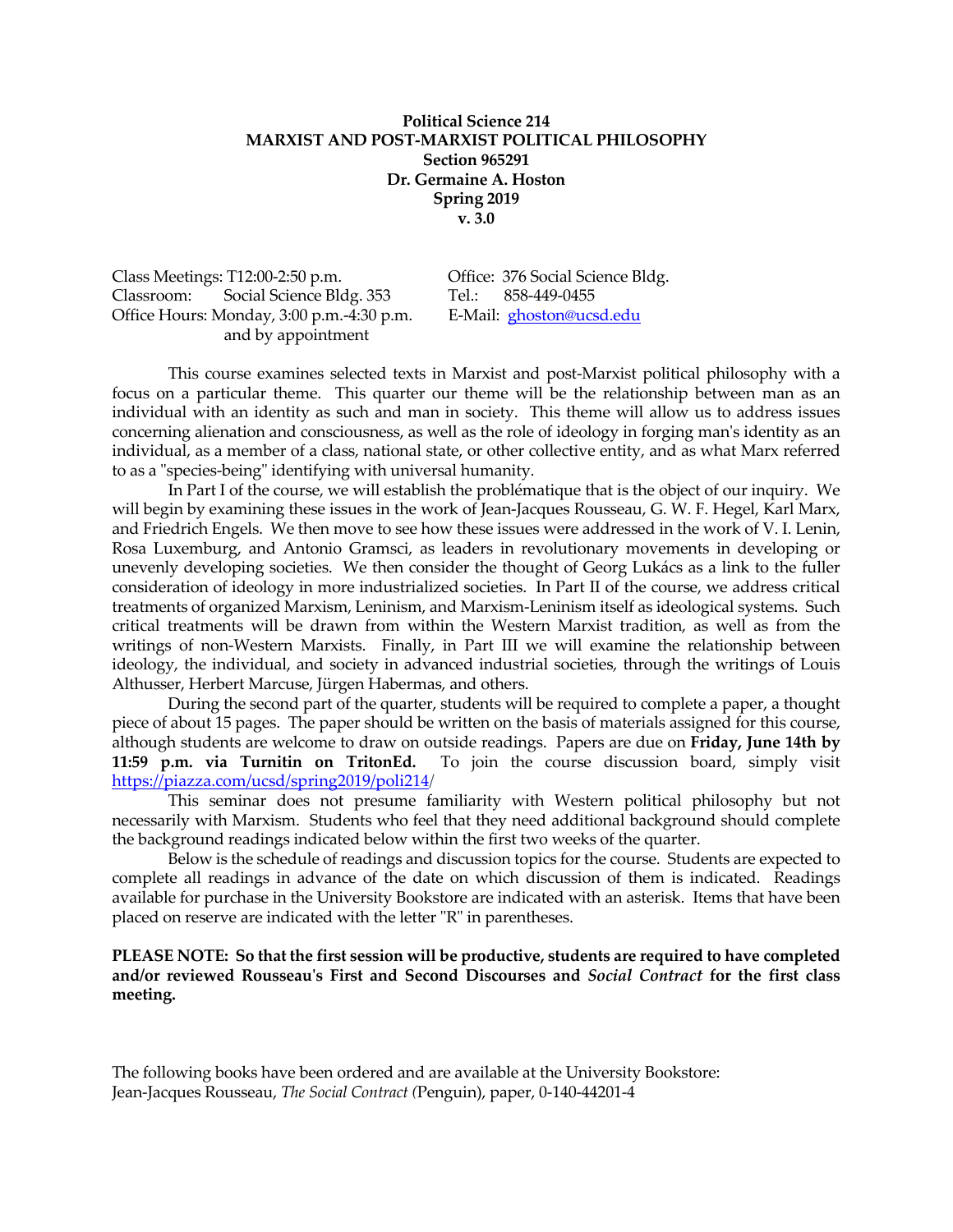**Political Science 214**
**MARXIST AND POST-MARXIST POLITICAL PHILOSOPHY**
**Section 965291**
**Dr. Germaine A. Hoston**
**Spring 2019**
**v. 3.0**

Class Meetings: T12:00-2:50 p.m.
Classroom: Social Science Bldg. 353
Office Hours: Monday, 3:00 p.m.-4:30 p.m. and by appointment

Office: 376 Social Science Bldg.
Tel.: 858-449-0455
E-Mail: ghoston@ucsd.edu

This course examines selected texts in Marxist and post-Marxist political philosophy with a focus on a particular theme. This quarter our theme will be the relationship between man as an individual with an identity as such and man in society. This theme will allow us to address issues concerning alienation and consciousness, as well as the role of ideology in forging man's identity as an individual, as a member of a class, national state, or other collective entity, and as what Marx referred to as a "species-being" identifying with universal humanity.

In Part I of the course, we will establish the problématique that is the object of our inquiry. We will begin by examining these issues in the work of Jean-Jacques Rousseau, G. W. F. Hegel, Karl Marx, and Friedrich Engels. We then move to see how these issues were addressed in the work of V. I. Lenin, Rosa Luxemburg, and Antonio Gramsci, as leaders in revolutionary movements in developing or unevenly developing societies. We then consider the thought of Georg Lukács as a link to the fuller consideration of ideology in more industrialized societies. In Part II of the course, we address critical treatments of organized Marxism, Leninism, and Marxism-Leninism itself as ideological systems. Such critical treatments will be drawn from within the Western Marxist tradition, as well as from the writings of non-Western Marxists. Finally, in Part III we will examine the relationship between ideology, the individual, and society in advanced industrial societies, through the writings of Louis Althusser, Herbert Marcuse, Jürgen Habermas, and others.

During the second part of the quarter, students will be required to complete a paper, a thought piece of about 15 pages. The paper should be written on the basis of materials assigned for this course, although students are welcome to draw on outside readings. Papers are due on **Friday, June 14th by 11:59 p.m. via Turnitin on TritonEd.** To join the course discussion board, simply visit https://piazza.com/ucsd/spring2019/poli214/

This seminar does not presume familiarity with Western political philosophy but not necessarily with Marxism. Students who feel that they need additional background should complete the background readings indicated below within the first two weeks of the quarter.

Below is the schedule of readings and discussion topics for the course. Students are expected to complete all readings in advance of the date on which discussion of them is indicated. Readings available for purchase in the University Bookstore are indicated with an asterisk. Items that have been placed on reserve are indicated with the letter "R" in parentheses.

**PLEASE NOTE: So that the first session will be productive, students are required to have completed and/or reviewed Rousseau's First and Second Discourses and *Social Contract* for the first class meeting.**

The following books have been ordered and are available at the University Bookstore:
Jean-Jacques Rousseau, *The Social Contract* (Penguin), paper, 0-140-44201-4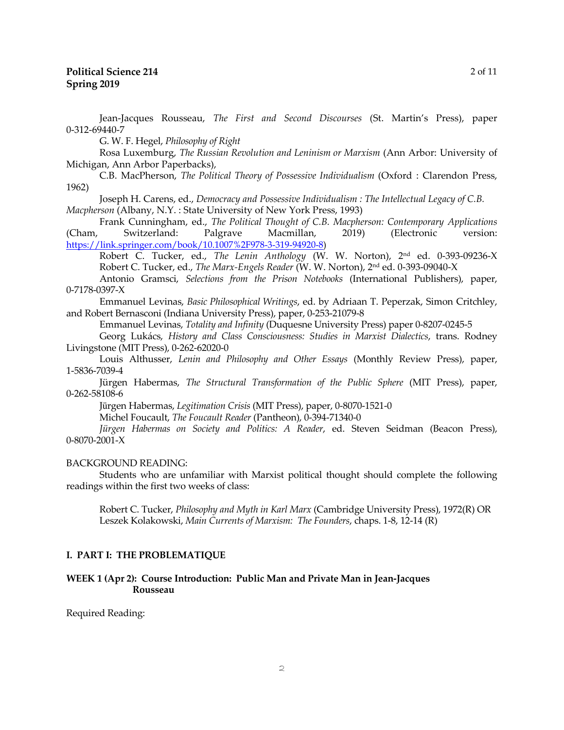Jean-Jacques Rousseau, *The First and Second Discourses* (St. Martin's Press), paper 0-312-69440-7

G. W. F. Hegel, *Philosophy of Right*

Rosa Luxemburg, *The Russian Revolution and Leninism or Marxism* (Ann Arbor: University of Michigan, Ann Arbor Paperbacks),

C.B. MacPherson, *The Political Theory of Possessive Individualism* (Oxford : Clarendon Press, 1962)

Joseph H. Carens, ed., *Democracy and Possessive Individualism : The Intellectual Legacy of C.B. Macpherson* (Albany, N.Y. : State University of New York Press, 1993)

Frank Cunningham, ed., *The Political Thought of C.B. Macpherson: Contemporary Applications* (Cham, Switzerland: Palgrave Macmillan, 2019) (Electronic version: https://link.springer.com/book/10.1007%2F978-3-319-94920-8)

Robert C. Tucker, ed., *The Lenin Anthology* (W. W. Norton), 2nd ed. 0-393-09236-X

Robert C. Tucker, ed., *The Marx-Engels Reader* (W. W. Norton), 2nd ed. 0-393-09040-X

Antonio Gramsci, *Selections from the Prison Notebooks* (International Publishers), paper, 0-7178-0397-X

Emmanuel Levinas, *Basic Philosophical Writings*, ed. by Adriaan T. Peperzak, Simon Critchley, and Robert Bernasconi (Indiana University Press), paper, 0-253-21079-8

Emmanuel Levinas, *Totality and Infinity* (Duquesne University Press) paper 0-8207-0245-5

Georg Lukács, *History and Class Consciousness: Studies in Marxist Dialectics*, trans. Rodney Livingstone (MIT Press), 0-262-62020-0

Louis Althusser, *Lenin and Philosophy and Other Essays* (Monthly Review Press), paper, 1-5836-7039-4

Jürgen Habermas, *The Structural Transformation of the Public Sphere* (MIT Press), paper, 0-262-58108-6

Jürgen Habermas, *Legitimation Crisis* (MIT Press), paper, 0-8070-1521-0

Michel Foucault, *The Foucault Reader* (Pantheon), 0-394-71340-0

*Jürgen Habermas on Society and Politics: A Reader*, ed. Steven Seidman (Beacon Press), 0-8070-2001-X

BACKGROUND READING:

Students who are unfamiliar with Marxist political thought should complete the following readings within the first two weeks of class:

Robert C. Tucker, *Philosophy and Myth in Karl Marx* (Cambridge University Press), 1972(R) OR
Leszek Kolakowski, *Main Currents of Marxism: The Founders*, chaps. 1-8, 12-14 (R)

## I. PART I: THE PROBLEMATIQUE

### WEEK 1 (Apr 2): Course Introduction: Public Man and Private Man in Jean-Jacques Rousseau

Required Reading: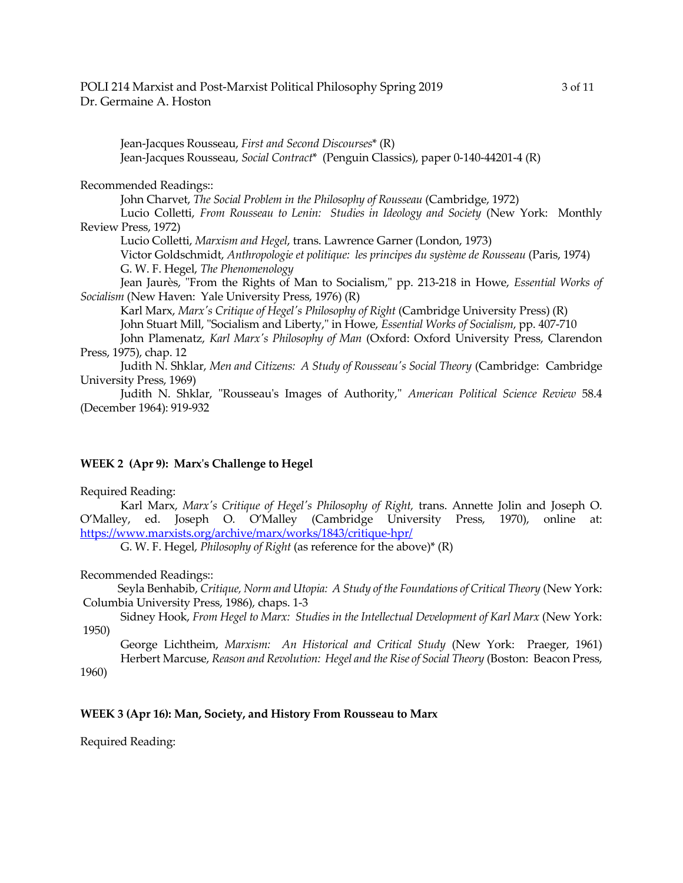Jean-Jacques Rousseau, *First and Second Discourses** (R)
Jean-Jacques Rousseau, *Social Contract** (Penguin Classics), paper 0-140-44201-4 (R)

Recommended Readings::

John Charvet, *The Social Problem in the Philosophy of Rousseau* (Cambridge, 1972)
Lucio Colletti, *From Rousseau to Lenin: Studies in Ideology and Society* (New York: Monthly Review Press, 1972)
Lucio Colletti, *Marxism and Hegel*, trans. Lawrence Garner (London, 1973)
Victor Goldschmidt, *Anthropologie et politique: les principes du système de Rousseau* (Paris, 1974)
G. W. F. Hegel, *The Phenomenology*
Jean Jaurès, "From the Rights of Man to Socialism," pp. 213-218 in Howe, *Essential Works of Socialism* (New Haven: Yale University Press, 1976) (R)
Karl Marx, *Marx's Critique of Hegel's Philosophy of Right* (Cambridge University Press) (R)
John Stuart Mill, "Socialism and Liberty," in Howe, *Essential Works of Socialism*, pp. 407-710
John Plamenatz, *Karl Marx's Philosophy of Man* (Oxford: Oxford University Press, Clarendon Press, 1975), chap. 12
Judith N. Shklar, *Men and Citizens: A Study of Rousseau's Social Theory* (Cambridge: Cambridge University Press, 1969)
Judith N. Shklar, "Rousseau's Images of Authority," *American Political Science Review* 58.4 (December 1964): 919-932

**WEEK 2 (Apr 9): Marx's Challenge to Hegel**

Required Reading:

Karl Marx, *Marx's Critique of Hegel's Philosophy of Right*, trans. Annette Jolin and Joseph O. O'Malley, ed. Joseph O. O'Malley (Cambridge University Press, 1970), online at: https://www.marxists.org/archive/marx/works/1843/critique-hpr/
G. W. F. Hegel, *Philosophy of Right* (as reference for the above)* (R)

Recommended Readings::

Seyla Benhabib, *Critique, Norm and Utopia: A Study of the Foundations of Critical Theory* (New York: Columbia University Press, 1986), chaps. 1-3
Sidney Hook, *From Hegel to Marx: Studies in the Intellectual Development of Karl Marx* (New York: 1950)
George Lichtheim, *Marxism: An Historical and Critical Study* (New York: Praeger, 1961)
Herbert Marcuse, *Reason and Revolution: Hegel and the Rise of Social Theory* (Boston: Beacon Press, 1960)

**WEEK 3 (Apr 16): Man, Society, and History From Rousseau to Marx**

Required Reading: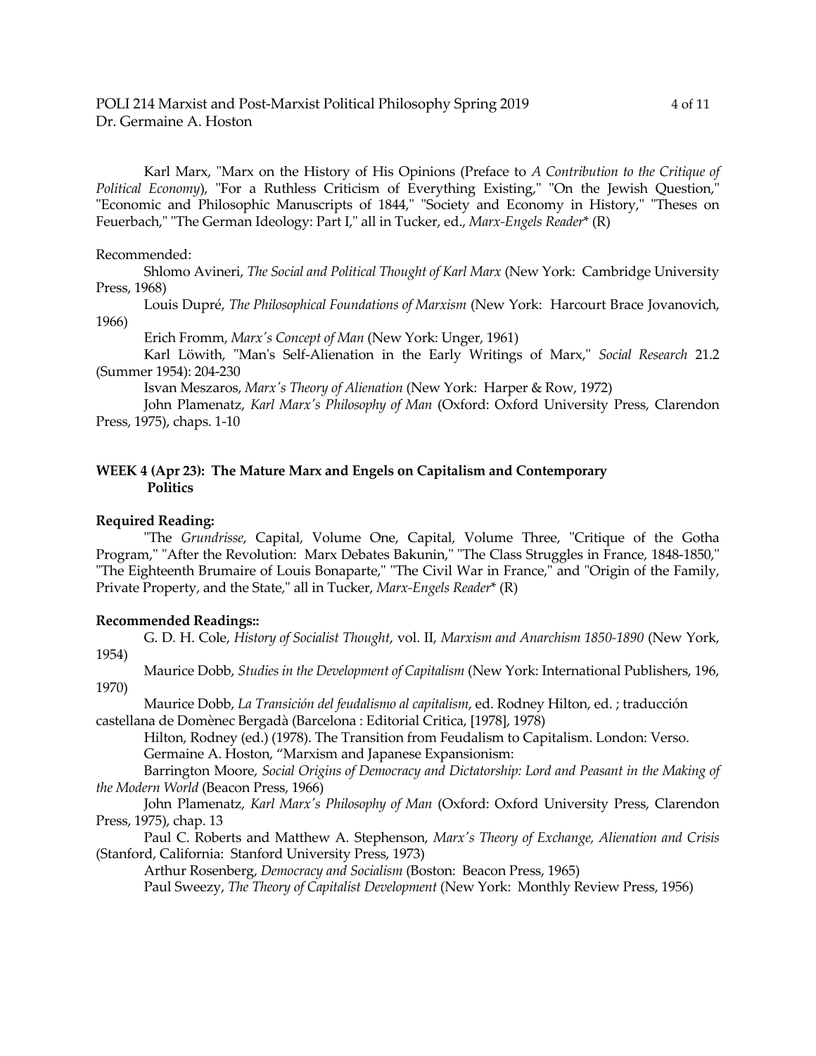Karl Marx, "Marx on the History of His Opinions (Preface to *A Contribution to the Critique of Political Economy*), "For a Ruthless Criticism of Everything Existing," "On the Jewish Question," "Economic and Philosophic Manuscripts of 1844," "Society and Economy in History," "Theses on Feuerbach," "The German Ideology: Part I," all in Tucker, ed., *Marx-Engels Reader** (R)

Recommended:

Shlomo Avineri, *The Social and Political Thought of Karl Marx* (New York: Cambridge University Press, 1968)

Louis Dupré, *The Philosophical Foundations of Marxism* (New York: Harcourt Brace Jovanovich, 1966)

Erich Fromm, *Marx's Concept of Man* (New York: Unger, 1961)

Karl Löwith, "Man's Self-Alienation in the Early Writings of Marx," *Social Research* 21.2 (Summer 1954): 204-230

Isvan Meszaros, *Marx's Theory of Alienation* (New York: Harper & Row, 1972)

John Plamenatz, *Karl Marx's Philosophy of Man* (Oxford: Oxford University Press, Clarendon Press, 1975), chaps. 1-10

**WEEK 4 (Apr 23): The Mature Marx and Engels on Capitalism and Contemporary Politics**

**Required Reading:**

"The *Grundrisse*, Capital, Volume One, Capital, Volume Three, "Critique of the Gotha Program," "After the Revolution: Marx Debates Bakunin," "The Class Struggles in France, 1848-1850," "The Eighteenth Brumaire of Louis Bonaparte," "The Civil War in France," and "Origin of the Family, Private Property, and the State," all in Tucker, *Marx-Engels Reader** (R)

**Recommended Readings::**

G. D. H. Cole, *History of Socialist Thought*, vol. II, *Marxism and Anarchism 1850-1890* (New York, 1954)

Maurice Dobb, *Studies in the Development of Capitalism* (New York: International Publishers, 196, 1970)

Maurice Dobb, *La Transición del feudalismo al capitalism*, ed. Rodney Hilton, ed. ; traducción castellana de Domènec Bergadà (Barcelona : Editorial Critica, [1978], 1978)

Hilton, Rodney (ed.) (1978). The Transition from Feudalism to Capitalism. London: Verso.

Germaine A. Hoston, "Marxism and Japanese Expansionism:

Barrington Moore, *Social Origins of Democracy and Dictatorship: Lord and Peasant in the Making of the Modern World* (Beacon Press, 1966)

John Plamenatz, *Karl Marx's Philosophy of Man* (Oxford: Oxford University Press, Clarendon Press, 1975), chap. 13

Paul C. Roberts and Matthew A. Stephenson, *Marx's Theory of Exchange, Alienation and Crisis* (Stanford, California: Stanford University Press, 1973)

Arthur Rosenberg, *Democracy and Socialism* (Boston: Beacon Press, 1965)

Paul Sweezy, *The Theory of Capitalist Development* (New York: Monthly Review Press, 1956)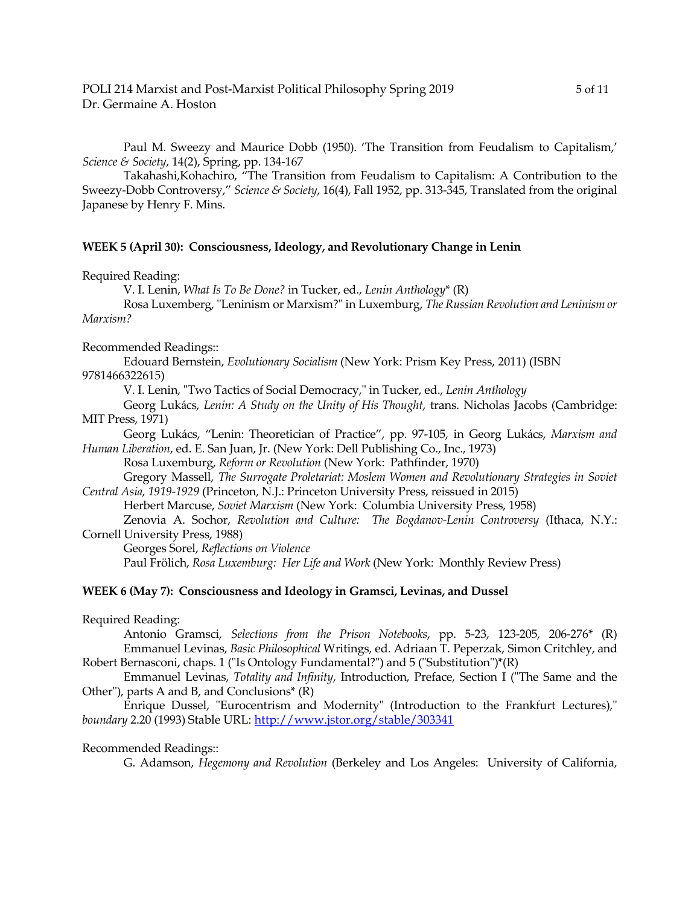Paul M. Sweezy and Maurice Dobb (1950). 'The Transition from Feudalism to Capitalism,' *Science & Society*, 14(2), Spring, pp. 134-167

Takahashi,Kohachiro, "The Transition from Feudalism to Capitalism: A Contribution to the Sweezy-Dobb Controversy," *Science & Society*, 16(4), Fall 1952, pp. 313-345, Translated from the original Japanese by Henry F. Mins.

**WEEK 5 (April 30): Consciousness, Ideology, and Revolutionary Change in Lenin**

Required Reading:

V. I. Lenin, *What Is To Be Done?* in Tucker, ed., *Lenin Anthology** (R)

Rosa Luxemberg, "Leninism or Marxism?" in Luxemburg, *The Russian Revolution and Leninism or Marxism?*

Recommended Readings::

Edouard Bernstein, *Evolutionary Socialism* (New York: Prism Key Press, 2011) (ISBN 9781466322615)

V. I. Lenin, "Two Tactics of Social Democracy," in Tucker, ed., *Lenin Anthology*

Georg Lukács, *Lenin: A Study on the Unity of His Thought*, trans. Nicholas Jacobs (Cambridge: MIT Press, 1971)

Georg Lukács, "Lenin: Theoretician of Practice", pp. 97-105, in Georg Lukács, *Marxism and Human Liberation*, ed. E. San Juan, Jr. (New York: Dell Publishing Co., Inc., 1973)

Rosa Luxemburg, *Reform or Revolution* (New York: Pathfinder, 1970)

Gregory Massell, *The Surrogate Proletariat: Moslem Women and Revolutionary Strategies in Soviet Central Asia, 1919-1929* (Princeton, N.J.: Princeton University Press, reissued in 2015)

Herbert Marcuse, *Soviet Marxism* (New York: Columbia University Press, 1958)

Zenovia A. Sochor, *Revolution and Culture: The Bogdanov-Lenin Controversy* (Ithaca, N.Y.: Cornell University Press, 1988)

Georges Sorel, *Reflections on Violence*

Paul Frölich, *Rosa Luxemburg: Her Life and Work* (New York: Monthly Review Press)

**WEEK 6 (May 7): Consciousness and Ideology in Gramsci, Levinas, and Dussel**

Required Reading:

Antonio Gramsci, *Selections from the Prison Notebooks*, pp. 5-23, 123-205, 206-276* (R)

Emmanuel Levinas, *Basic Philosophical* Writings, ed. Adriaan T. Peperzak, Simon Critchley, and Robert Bernasconi, chaps. 1 ("Is Ontology Fundamental?") and 5 ("Substitution")*(R)

Emmanuel Levinas, *Totality and Infinity*, Introduction, Preface, Section I ("The Same and the Other"), parts A and B, and Conclusions* (R)

Enrique Dussel, "Eurocentrism and Modernity" (Introduction to the Frankfurt Lectures)," *boundary* 2.20 (1993) Stable URL: http://www.jstor.org/stable/303341

Recommended Readings::

G. Adamson, *Hegemony and Revolution* (Berkeley and Los Angeles: University of California,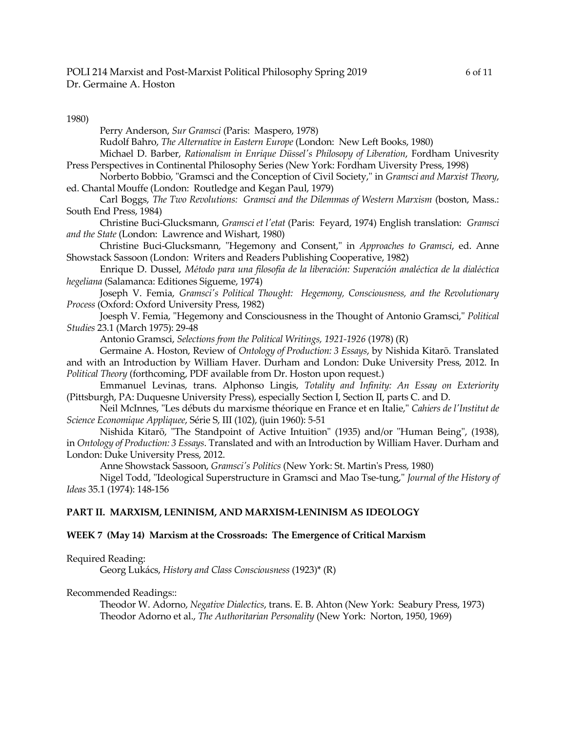1980)

Perry Anderson, *Sur Gramsci* (Paris: Maspero, 1978)

Rudolf Bahro, *The Alternative in Eastern Europe* (London: New Left Books, 1980)

Michael D. Barber, *Rationalism in Enrique Düssel's Philosopy of Liberation*, Fordham Univesrity Press Perspectives in Continental Philosophy Series (New York: Fordham Uiversity Press, 1998)

Norberto Bobbio, "Gramsci and the Conception of Civil Society," in *Gramsci and Marxist Theory*, ed. Chantal Mouffe (London: Routledge and Kegan Paul, 1979)

Carl Boggs, *The Two Revolutions: Gramsci and the Dilemmas of Western Marxism* (boston, Mass.: South End Press, 1984)

Christine Buci-Glucksmann, *Gramsci et l'etat* (Paris: Feyard, 1974) English translation: *Gramsci and the State* (London: Lawrence and Wishart, 1980)

Christine Buci-Glucksmann, "Hegemony and Consent," in *Approaches to Gramsci*, ed. Anne Showstack Sassoon (London: Writers and Readers Publishing Cooperative, 1982)

Enrique D. Dussel, *Método para una filosofía de la liberación: Superación analéctica de la dialéctica hegeliana* (Salamanca: Editiones Sígueme, 1974)

Joseph V. Femia, *Gramsci's Political Thought: Hegemony, Consciousness, and the Revolutionary Process* (Oxford: Oxford University Press, 1982)

Joesph V. Femia, "Hegemony and Consciousness in the Thought of Antonio Gramsci," *Political Studies* 23.1 (March 1975): 29-48

Antonio Gramsci, *Selections from the Political Writings, 1921-1926* (1978) (R)

Germaine A. Hoston, Review of *Ontology of Production: 3 Essays*, by Nishida Kitarō. Translated and with an Introduction by William Haver. Durham and London: Duke University Press, 2012. In *Political Theory* (forthcoming, PDF available from Dr. Hoston upon request.)

Emmanuel Levinas, trans. Alphonso Lingis, *Totality and Infinity: An Essay on Exteriority* (Pittsburgh, PA: Duquesne University Press), especially Section I, Section II, parts C. and D.

Neil McInnes, "Les débuts du marxisme théorique en France et en Italie," *Cahiers de l'Institut de Science Economique Appliquee*, Série S, III (102), (juin 1960): 5-51

Nishida Kitarō, "The Standpoint of Active Intuition" (1935) and/or "Human Being", (1938), in *Ontology of Production: 3 Essays*. Translated and with an Introduction by William Haver. Durham and London: Duke University Press, 2012.

Anne Showstack Sassoon, *Gramsci's Politics* (New York: St. Martin's Press, 1980)

Nigel Todd, "Ideological Superstructure in Gramsci and Mao Tse-tung," *Journal of the History of Ideas* 35.1 (1974): 148-156

## PART II. MARXISM, LENINISM, AND MARXISM-LENINISM AS IDEOLOGY

### WEEK 7 (May 14) Marxism at the Crossroads: The Emergence of Critical Marxism

Required Reading:

Georg Lukács, *History and Class Consciousness* (1923)* (R)

Recommended Readings::

Theodor W. Adorno, *Negative Dialectics*, trans. E. B. Ahton (New York: Seabury Press, 1973)

Theodor Adorno et al., *The Authoritarian Personality* (New York: Norton, 1950, 1969)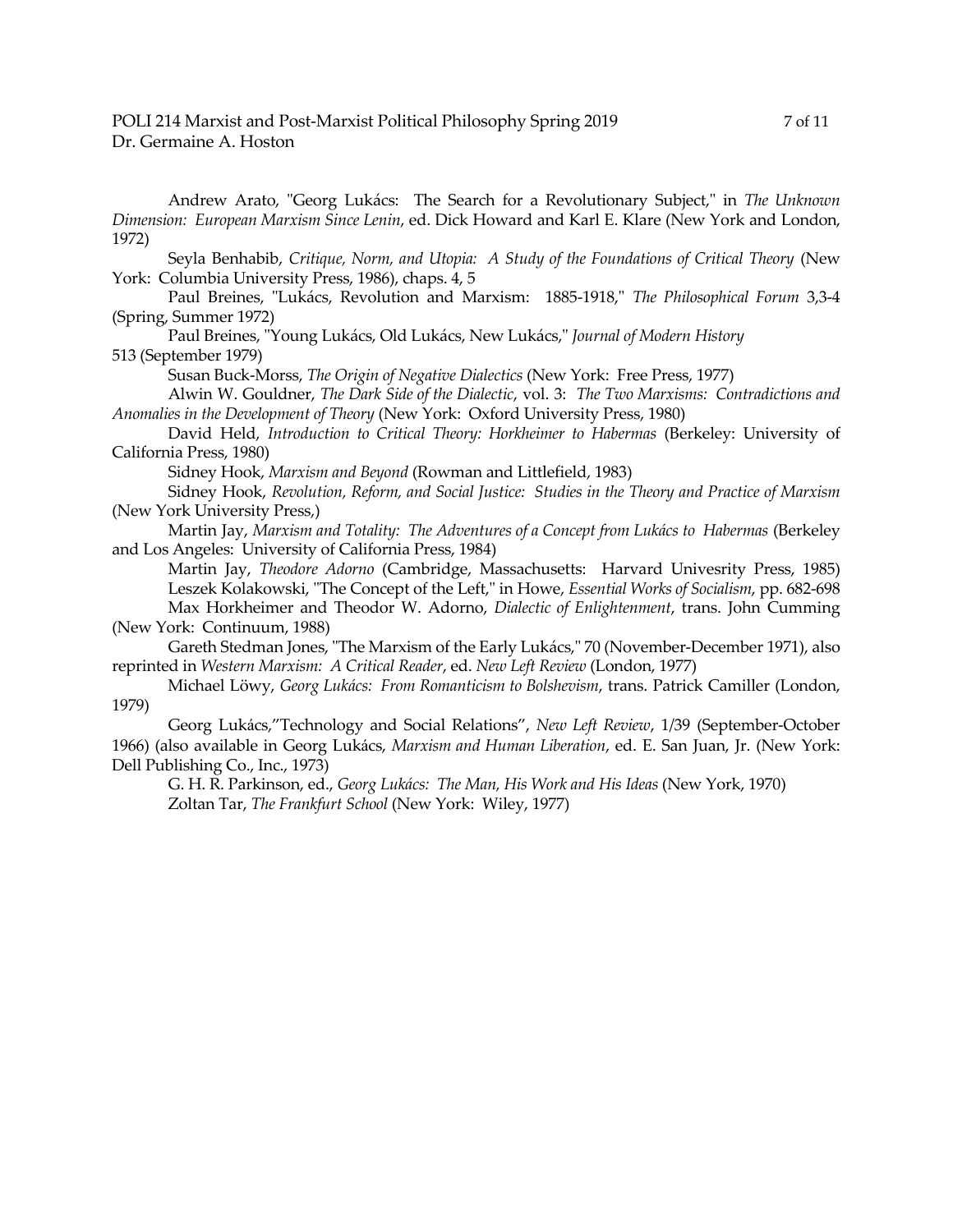Andrew Arato, "Georg Lukács: The Search for a Revolutionary Subject," in *The Unknown Dimension: European Marxism Since Lenin*, ed. Dick Howard and Karl E. Klare (New York and London, 1972)

Seyla Benhabib, *Critique, Norm, and Utopia: A Study of the Foundations of Critical Theory* (New York: Columbia University Press, 1986), chaps. 4, 5

Paul Breines, "Lukács, Revolution and Marxism: 1885-1918," *The Philosophical Forum* 3,3-4 (Spring, Summer 1972)

Paul Breines, "Young Lukács, Old Lukács, New Lukács," *Journal of Modern History* 513 (September 1979)

Susan Buck-Morss, *The Origin of Negative Dialectics* (New York: Free Press, 1977)

Alwin W. Gouldner, *The Dark Side of the Dialectic*, vol. 3: *The Two Marxisms: Contradictions and Anomalies in the Development of Theory* (New York: Oxford University Press, 1980)

David Held, *Introduction to Critical Theory: Horkheimer to Habermas* (Berkeley: University of California Press, 1980)

Sidney Hook, *Marxism and Beyond* (Rowman and Littlefield, 1983)

Sidney Hook, *Revolution, Reform, and Social Justice: Studies in the Theory and Practice of Marxism* (New York University Press,)

Martin Jay, *Marxism and Totality: The Adventures of a Concept from Lukács to Habermas* (Berkeley and Los Angeles: University of California Press, 1984)

Martin Jay, *Theodore Adorno* (Cambridge, Massachusetts: Harvard Univesrity Press, 1985)

Leszek Kolakowski, "The Concept of the Left," in Howe, *Essential Works of Socialism*, pp. 682-698

Max Horkheimer and Theodor W. Adorno, *Dialectic of Enlightenment*, trans. John Cumming (New York: Continuum, 1988)

Gareth Stedman Jones, "The Marxism of the Early Lukács," 70 (November-December 1971), also reprinted in *Western Marxism: A Critical Reader*, ed. *New Left Review* (London, 1977)

Michael Löwy, *Georg Lukács: From Romanticism to Bolshevism*, trans. Patrick Camiller (London, 1979)

Georg Lukács,"Technology and Social Relations", *New Left Review*, 1/39 (September-October 1966) (also available in Georg Lukács, *Marxism and Human Liberation*, ed. E. San Juan, Jr. (New York: Dell Publishing Co., Inc., 1973)

G. H. R. Parkinson, ed., *Georg Lukács: The Man, His Work and His Ideas* (New York, 1970)

Zoltan Tar, *The Frankfurt School* (New York: Wiley, 1977)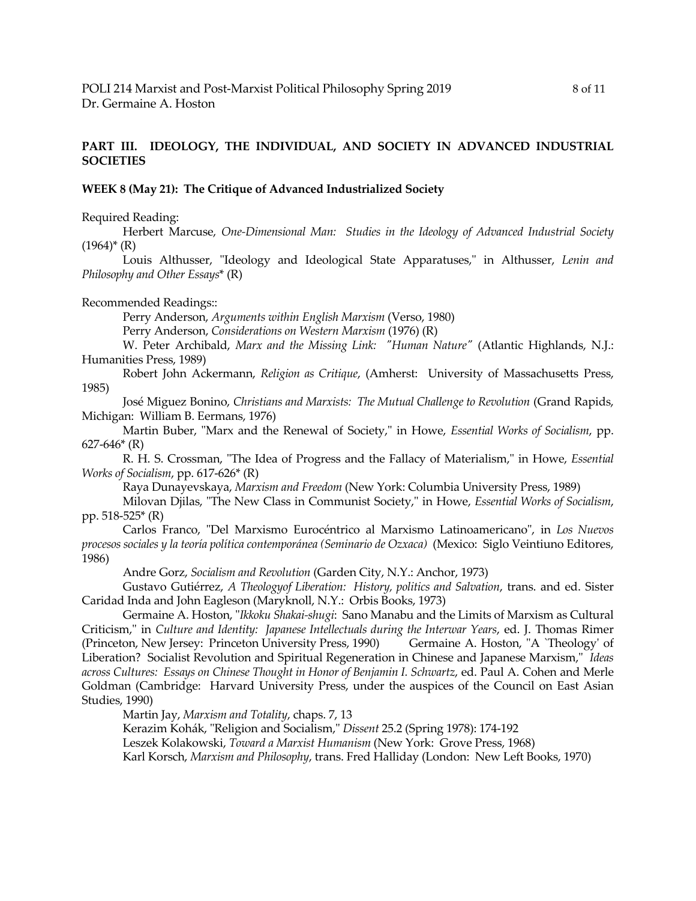## PART III. IDEOLOGY, THE INDIVIDUAL, AND SOCIETY IN ADVANCED INDUSTRIAL SOCIETIES

### WEEK 8 (May 21): The Critique of Advanced Industrialized Society

Required Reading:

Herbert Marcuse, *One-Dimensional Man: Studies in the Ideology of Advanced Industrial Society* (1964)* (R)

Louis Althusser, "Ideology and Ideological State Apparatuses," in Althusser, *Lenin and Philosophy and Other Essays** (R)

Recommended Readings::

Perry Anderson, *Arguments within English Marxism* (Verso, 1980)

Perry Anderson, *Considerations on Western Marxism* (1976) (R)

W. Peter Archibald, *Marx and the Missing Link: "Human Nature"* (Atlantic Highlands, N.J.: Humanities Press, 1989)

Robert John Ackermann, *Religion as Critique*, (Amherst: University of Massachusetts Press, 1985)

José Miguez Bonino, *Christians and Marxists: The Mutual Challenge to Revolution* (Grand Rapids, Michigan: William B. Eermans, 1976)

Martin Buber, "Marx and the Renewal of Society," in Howe, *Essential Works of Socialism*, pp. 627-646* (R)

R. H. S. Crossman, "The Idea of Progress and the Fallacy of Materialism," in Howe, *Essential Works of Socialism*, pp. 617-626* (R)

Raya Dunayevskaya, *Marxism and Freedom* (New York: Columbia University Press, 1989)

Milovan Djilas, "The New Class in Communist Society," in Howe, *Essential Works of Socialism*, pp. 518-525* (R)

Carlos Franco, "Del Marxismo Eurocéntrico al Marxismo Latinoamericano", in *Los Nuevos procesos sociales y la teoría política contemporánea (Seminario de Ozxaca)* (Mexico: Siglo Veintiuno Editores, 1986)

Andre Gorz, *Socialism and Revolution* (Garden City, N.Y.: Anchor, 1973)

Gustavo Gutiérrez, *A Theologyof Liberation: History, politics and Salvation*, trans. and ed. Sister Caridad Inda and John Eagleson (Maryknoll, N.Y.: Orbis Books, 1973)

Germaine A. Hoston, "*Ikkoku Shakai-shugi*: Sano Manabu and the Limits of Marxism as Cultural Criticism," in *Culture and Identity: Japanese Intellectuals during the Interwar Years*, ed. J. Thomas Rimer (Princeton, New Jersey: Princeton University Press, 1990) Germaine A. Hoston, "A `Theology' of Liberation? Socialist Revolution and Spiritual Regeneration in Chinese and Japanese Marxism," *Ideas across Cultures: Essays on Chinese Thought in Honor of Benjamin I. Schwartz*, ed. Paul A. Cohen and Merle Goldman (Cambridge: Harvard University Press, under the auspices of the Council on East Asian Studies, 1990)

Martin Jay, *Marxism and Totality*, chaps. 7, 13

Kerazim Kohák, "Religion and Socialism," *Dissent* 25.2 (Spring 1978): 174-192

Leszek Kolakowski, *Toward a Marxist Humanism* (New York: Grove Press, 1968)

Karl Korsch, *Marxism and Philosophy*, trans. Fred Halliday (London: New Left Books, 1970)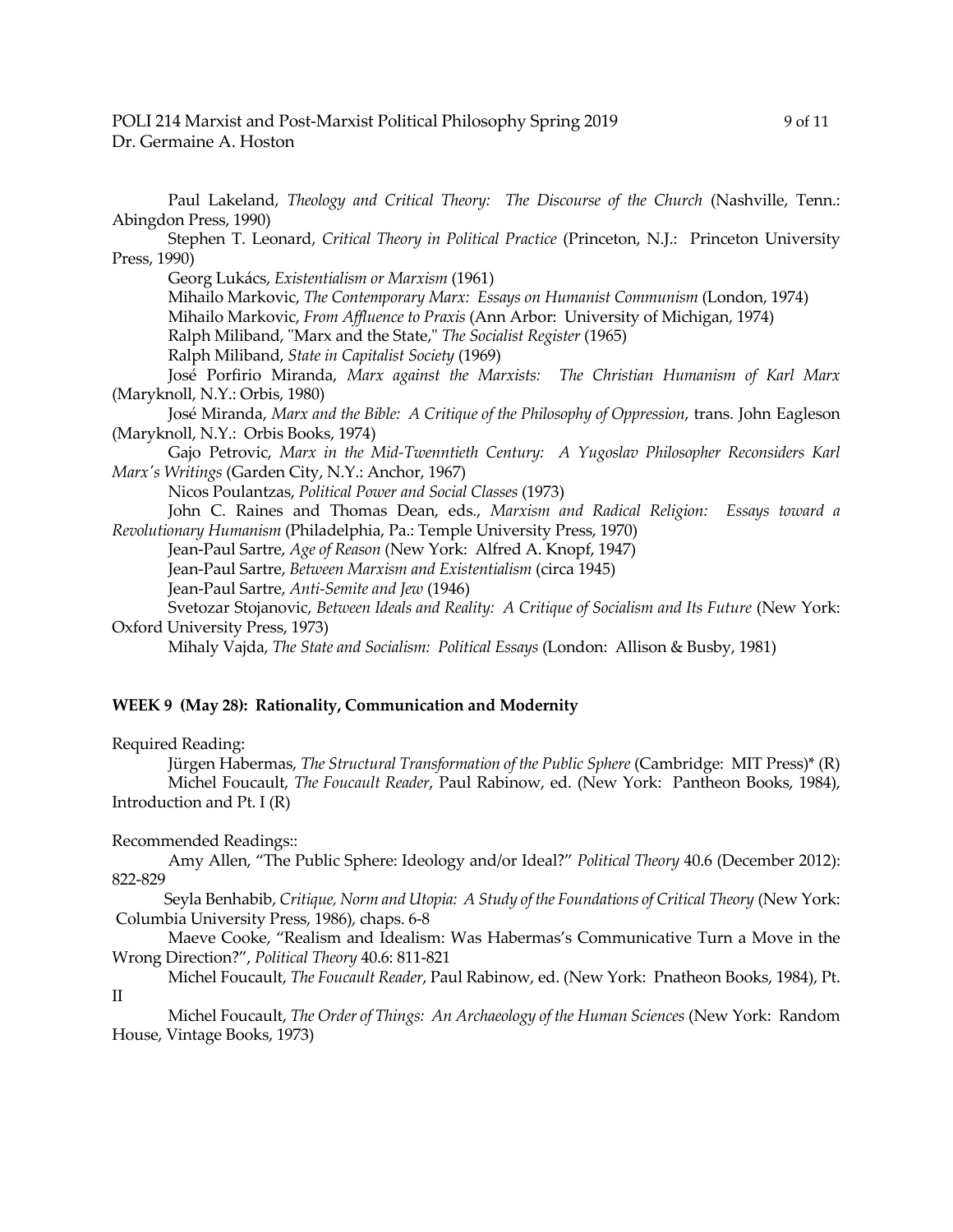Paul Lakeland, *Theology and Critical Theory: The Discourse of the Church* (Nashville, Tenn.: Abingdon Press, 1990)

Stephen T. Leonard, *Critical Theory in Political Practice* (Princeton, N.J.: Princeton University Press, 1990)

Georg Lukács, *Existentialism or Marxism* (1961)

Mihailo Markovic, *The Contemporary Marx: Essays on Humanist Communism* (London, 1974)

Mihailo Markovic, *From Affluence to Praxis* (Ann Arbor: University of Michigan, 1974)

Ralph Miliband, "Marx and the State," *The Socialist Register* (1965)

Ralph Miliband, *State in Capitalist Society* (1969)

José Porfirio Miranda, *Marx against the Marxists: The Christian Humanism of Karl Marx* (Maryknoll, N.Y.: Orbis, 1980)

José Miranda, *Marx and the Bible: A Critique of the Philosophy of Oppression*, trans. John Eagleson (Maryknoll, N.Y.: Orbis Books, 1974)

Gajo Petrovic, *Marx in the Mid-Twenntieth Century: A Yugoslav Philosopher Reconsiders Karl Marx's Writings* (Garden City, N.Y.: Anchor, 1967)

Nicos Poulantzas, *Political Power and Social Classes* (1973)

John C. Raines and Thomas Dean, eds., *Marxism and Radical Religion: Essays toward a Revolutionary Humanism* (Philadelphia, Pa.: Temple University Press, 1970)

Jean-Paul Sartre, *Age of Reason* (New York: Alfred A. Knopf, 1947)

Jean-Paul Sartre, *Between Marxism and Existentialism* (circa 1945)

Jean-Paul Sartre, *Anti-Semite and Jew* (1946)

Svetozar Stojanovic, *Between Ideals and Reality: A Critique of Socialism and Its Future* (New York: Oxford University Press, 1973)

Mihaly Vajda, *The State and Socialism: Political Essays* (London: Allison & Busby, 1981)

**WEEK 9 (May 28): Rationality, Communication and Modernity**

Required Reading:

Jürgen Habermas, *The Structural Transformation of the Public Sphere* (Cambridge: MIT Press)* (R)

Michel Foucault, *The Foucault Reader*, Paul Rabinow, ed. (New York: Pantheon Books, 1984), Introduction and Pt. I (R)

Recommended Readings::

Amy Allen, "The Public Sphere: Ideology and/or Ideal?" *Political Theory* 40.6 (December 2012): 822-829

Seyla Benhabib, *Critique, Norm and Utopia: A Study of the Foundations of Critical Theory* (New York: Columbia University Press, 1986), chaps. 6-8

Maeve Cooke, "Realism and Idealism: Was Habermas's Communicative Turn a Move in the Wrong Direction?", *Political Theory* 40.6: 811-821

Michel Foucault, *The Foucault Reader*, Paul Rabinow, ed. (New York: Pnatheon Books, 1984), Pt. II

Michel Foucault, *The Order of Things: An Archaeology of the Human Sciences* (New York: Random House, Vintage Books, 1973)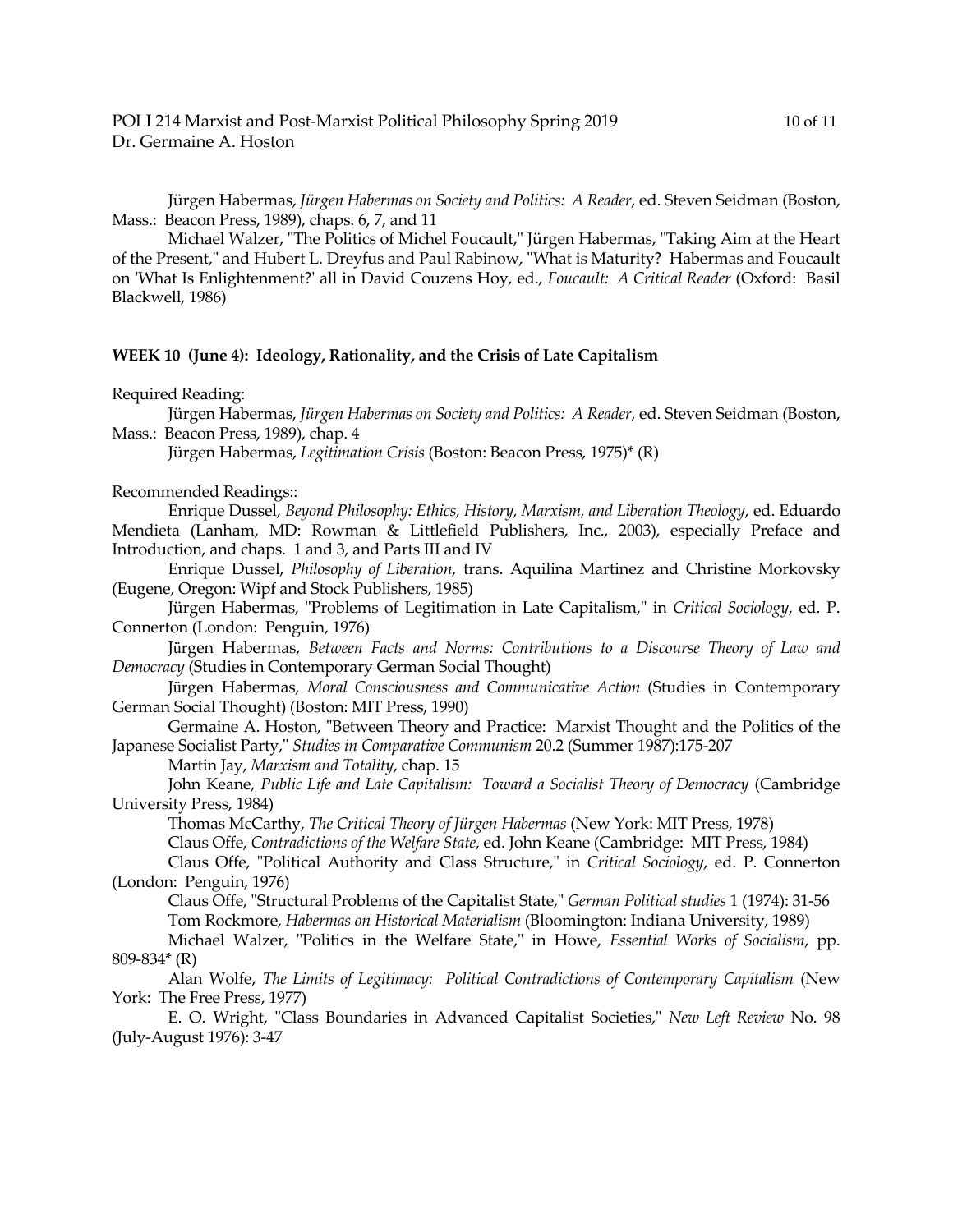Jürgen Habermas, *Jürgen Habermas on Society and Politics: A Reader*, ed. Steven Seidman (Boston, Mass.: Beacon Press, 1989), chaps. 6, 7, and 11

Michael Walzer, "The Politics of Michel Foucault," Jürgen Habermas, "Taking Aim at the Heart of the Present," and Hubert L. Dreyfus and Paul Rabinow, "What is Maturity? Habermas and Foucault on 'What Is Enlightenment?' all in David Couzens Hoy, ed., *Foucault: A Critical Reader* (Oxford: Basil Blackwell, 1986)

**WEEK 10 (June 4): Ideology, Rationality, and the Crisis of Late Capitalism**

Required Reading:

Jürgen Habermas, *Jürgen Habermas on Society and Politics: A Reader*, ed. Steven Seidman (Boston, Mass.: Beacon Press, 1989), chap. 4

Jürgen Habermas, *Legitimation Crisis* (Boston: Beacon Press, 1975)* (R)

Recommended Readings::

Enrique Dussel, *Beyond Philosophy: Ethics, History, Marxism, and Liberation Theology*, ed. Eduardo Mendieta (Lanham, MD: Rowman & Littlefield Publishers, Inc., 2003), especially Preface and Introduction, and chaps. 1 and 3, and Parts III and IV

Enrique Dussel, *Philosophy of Liberation*, trans. Aquilina Martinez and Christine Morkovsky (Eugene, Oregon: Wipf and Stock Publishers, 1985)

Jürgen Habermas, "Problems of Legitimation in Late Capitalism," in *Critical Sociology*, ed. P. Connerton (London: Penguin, 1976)

Jürgen Habermas, *Between Facts and Norms: Contributions to a Discourse Theory of Law and Democracy* (Studies in Contemporary German Social Thought)

Jürgen Habermas, *Moral Consciousness and Communicative Action* (Studies in Contemporary German Social Thought) (Boston: MIT Press, 1990)

Germaine A. Hoston, "Between Theory and Practice: Marxist Thought and the Politics of the Japanese Socialist Party," *Studies in Comparative Communism* 20.2 (Summer 1987):175-207

Martin Jay, *Marxism and Totality*, chap. 15

John Keane, *Public Life and Late Capitalism: Toward a Socialist Theory of Democracy* (Cambridge University Press, 1984)

Thomas McCarthy, *The Critical Theory of Jürgen Habermas* (New York: MIT Press, 1978)

Claus Offe, *Contradictions of the Welfare State*, ed. John Keane (Cambridge: MIT Press, 1984)

Claus Offe, "Political Authority and Class Structure," in *Critical Sociology*, ed. P. Connerton (London: Penguin, 1976)

Claus Offe, "Structural Problems of the Capitalist State," *German Political studies* 1 (1974): 31-56

Tom Rockmore, *Habermas on Historical Materialism* (Bloomington: Indiana University, 1989)

Michael Walzer, "Politics in the Welfare State," in Howe, *Essential Works of Socialism*, pp. 809-834* (R)

Alan Wolfe, *The Limits of Legitimacy: Political Contradictions of Contemporary Capitalism* (New York: The Free Press, 1977)

E. O. Wright, "Class Boundaries in Advanced Capitalist Societies," *New Left Review* No. 98 (July-August 1976): 3-47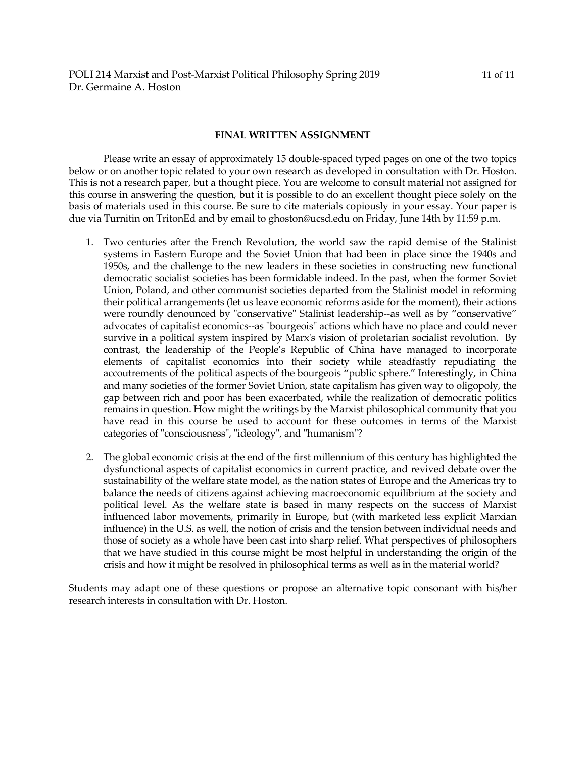## FINAL WRITTEN ASSIGNMENT

Please write an essay of approximately 15 double-spaced typed pages on one of the two topics below or on another topic related to your own research as developed in consultation with Dr. Hoston. This is not a research paper, but a thought piece. You are welcome to consult material not assigned for this course in answering the question, but it is possible to do an excellent thought piece solely on the basis of materials used in this course. Be sure to cite materials copiously in your essay. Your paper is due via Turnitin on TritonEd and by email to ghoston@ucsd.edu on Friday, June 14th by 11:59 p.m.

1. Two centuries after the French Revolution, the world saw the rapid demise of the Stalinist systems in Eastern Europe and the Soviet Union that had been in place since the 1940s and 1950s, and the challenge to the new leaders in these societies in constructing new functional democratic socialist societies has been formidable indeed. In the past, when the former Soviet Union, Poland, and other communist societies departed from the Stalinist model in reforming their political arrangements (let us leave economic reforms aside for the moment), their actions were roundly denounced by "conservative" Stalinist leadership--as well as by "conservative" advocates of capitalist economics--as "bourgeois" actions which have no place and could never survive in a political system inspired by Marx's vision of proletarian socialist revolution. By contrast, the leadership of the People's Republic of China have managed to incorporate elements of capitalist economics into their society while steadfastly repudiating the accoutrements of the political aspects of the bourgeois "public sphere." Interestingly, in China and many societies of the former Soviet Union, state capitalism has given way to oligopoly, the gap between rich and poor has been exacerbated, while the realization of democratic politics remains in question. How might the writings by the Marxist philosophical community that you have read in this course be used to account for these outcomes in terms of the Marxist categories of "consciousness", "ideology", and "humanism"?

2. The global economic crisis at the end of the first millennium of this century has highlighted the dysfunctional aspects of capitalist economics in current practice, and revived debate over the sustainability of the welfare state model, as the nation states of Europe and the Americas try to balance the needs of citizens against achieving macroeconomic equilibrium at the society and political level. As the welfare state is based in many respects on the success of Marxist influenced labor movements, primarily in Europe, but (with marketed less explicit Marxian influence) in the U.S. as well, the notion of crisis and the tension between individual needs and those of society as a whole have been cast into sharp relief. What perspectives of philosophers that we have studied in this course might be most helpful in understanding the origin of the crisis and how it might be resolved in philosophical terms as well as in the material world?

Students may adapt one of these questions or propose an alternative topic consonant with his/her research interests in consultation with Dr. Hoston.